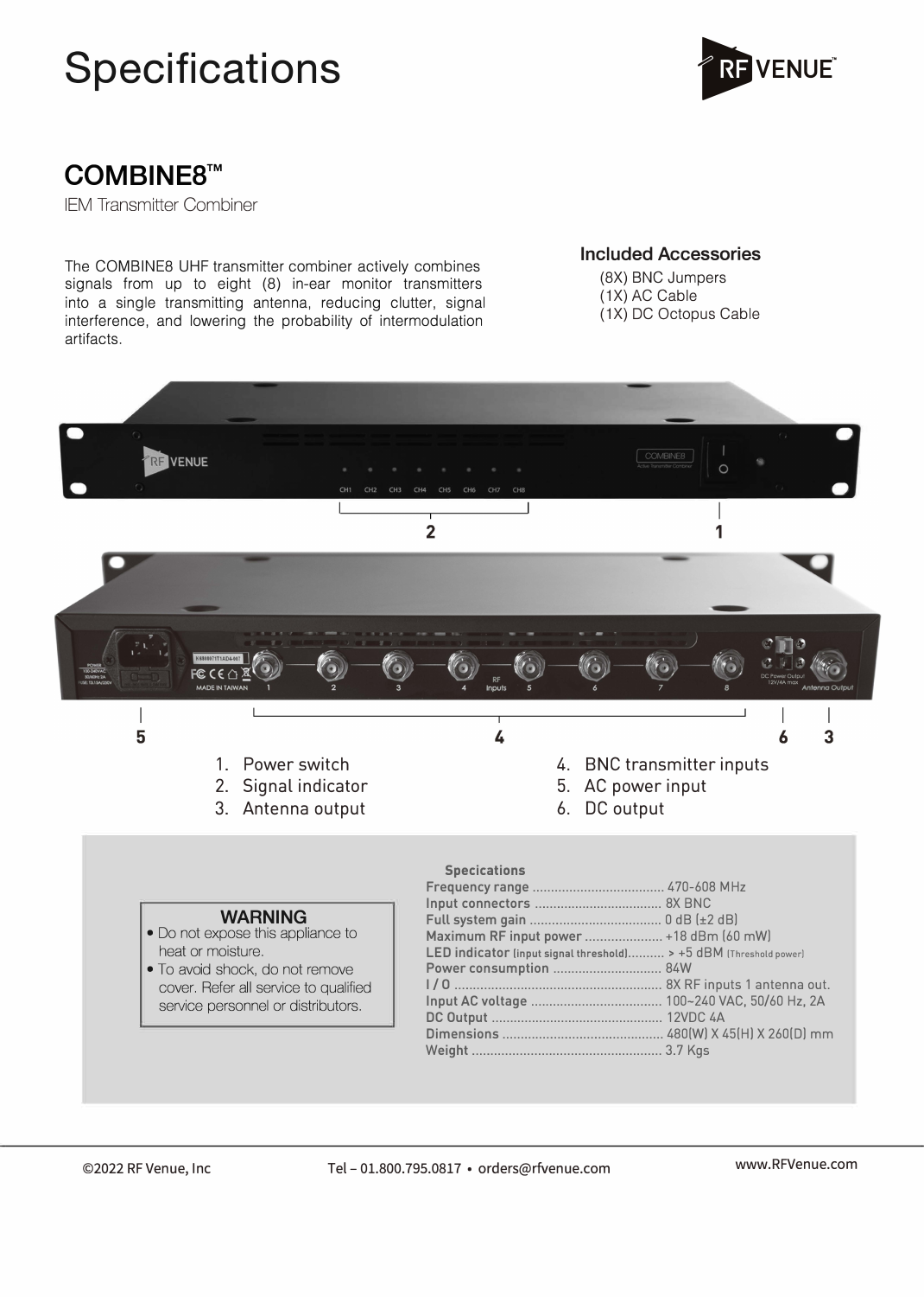# Specifications

## COMBINE8™

IEM Transmitter Combiner

The COMBINE8 UHF transmitter combiner actively combines signals from up to eight (8) in-ear monitor transmitters into a single transmitting antenna, reducing clutter, signal interference, and lowering the probability of intermodulation artifacts.

### Included Accessories

(8X) BNC Jumpers
(1X) AC Cable
(1X) DC Octopus Cable

1. Power switch
2. Signal indicator
3. Antenna output
4. BNC transmitter inputs
5. AC power input
6. DC output

**WARNING**

- Do not expose this appliance to heat or moisture.
- To avoid shock, do not remove cover. Refer all service to qualified service personnel or distributors.

**Specications**

| | |
|---|---|
| **Frequency range** | 470-608 MHz |
| **Input connectors** | 8X BNC |
| **Full system gain** | 0 dB (±2 dB) |
| **Maximum RF input power** | +18 dBm (60 mW) |
| **LED indicator** (input signal threshold) | > +5 dBM (Threshold power) |
| **Power consumption** | 84W |
| **I / O** | 8X RF inputs 1 antenna out. |
| **Input AC voltage** | 100~240 VAC, 50/60 Hz, 2A |
| **DC Output** | 12VDC 4A |
| **Dimensions** | 480(W) X 45(H) X 260(D) mm |
| **Weight** | 3.7 Kgs |

©2022 RF Venue, Inc

Tel – 01.800.795.0817 • orders@rfvenue.com

www.RFVenue.com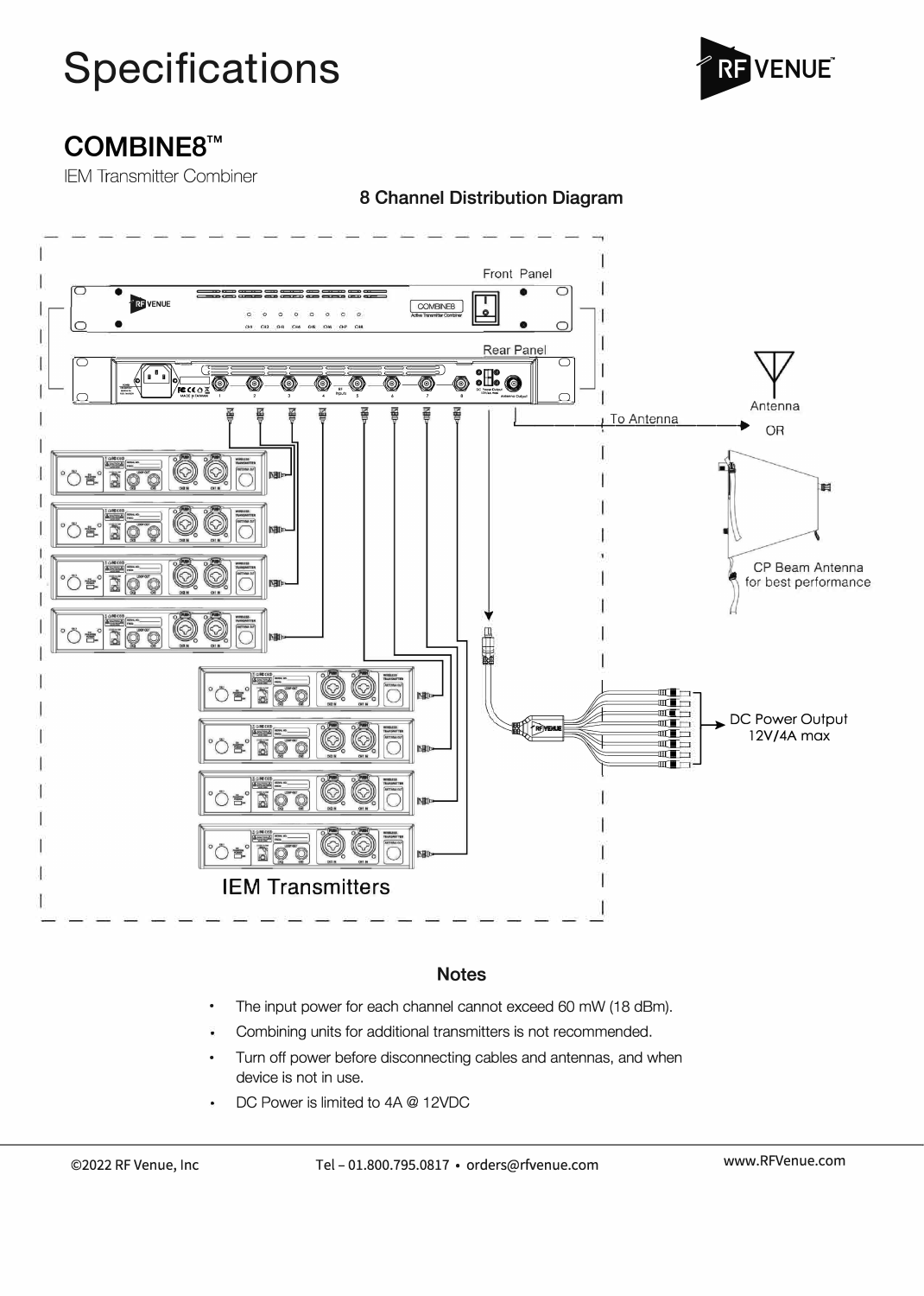# Specifications

## COMBINE8™

IEM Transmitter Combiner

**8 Channel Distribution Diagram**

Front Panel

Rear Panel

To Antenna

Antenna

OR

CP Beam Antenna for best performance

DC Power Output 12V/4A max

IEM Transmitters

### Notes

- The input power for each channel cannot exceed 60 mW (18 dBm).
- Combining units for additional transmitters is not recommended.
- Turn off power before disconnecting cables and antennas, and when device is not in use.
- DC Power is limited to 4A @ 12VDC

©2022 RF Venue, Inc    Tel – 01.800.795.0817 • orders@rfvenue.com    www.RFVenue.com